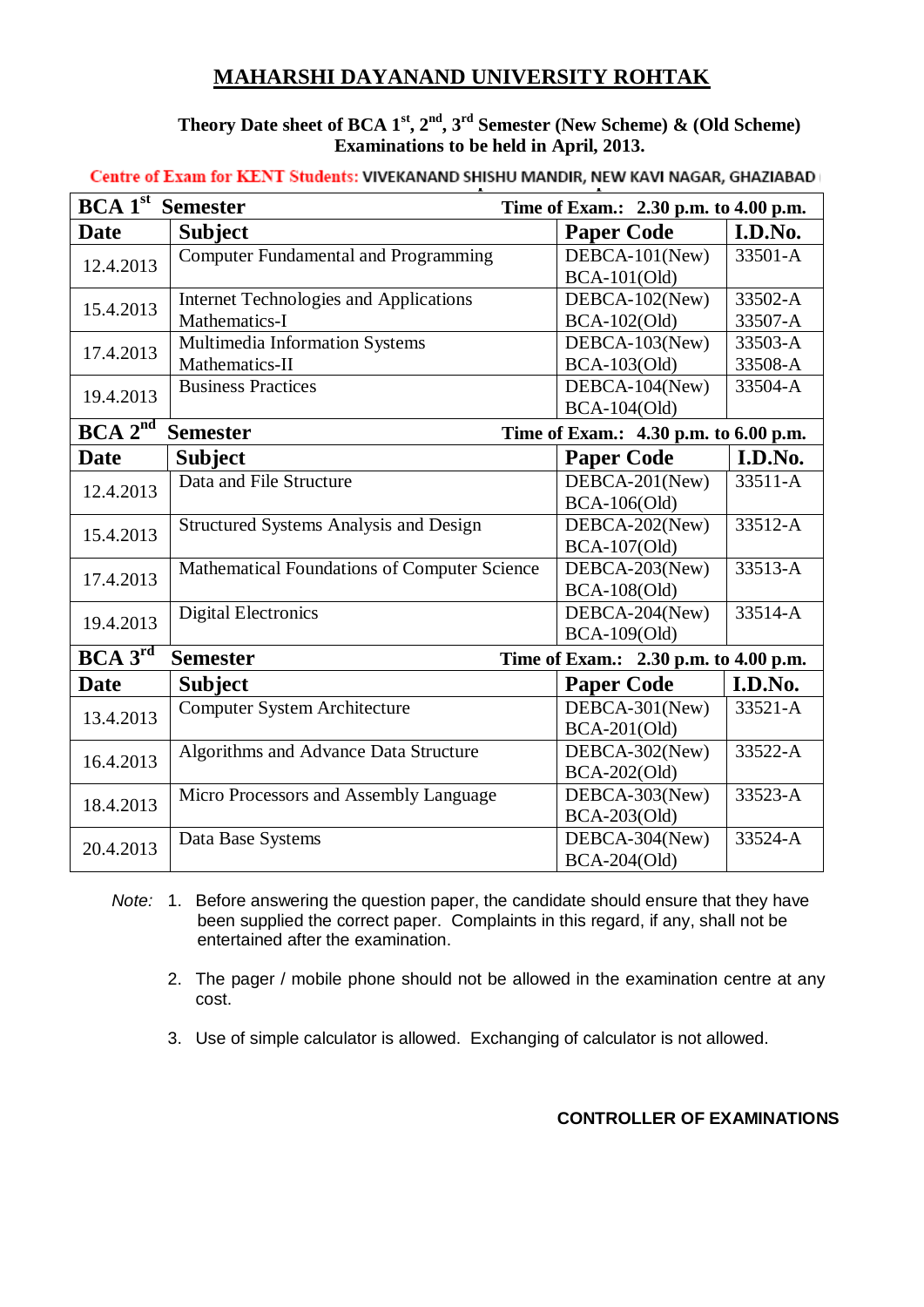# MAHARSHI DAYANAND UNIVERSITY ROHTAK

**Theory Date sheet of BCA 1st, 2nd, 3rd Semester (New Scheme) & (Old Scheme) Examinations to be held in April, 2013.**

**Centre of Exam for KENT Students: VIVEKANAND SHISHU MANDIR, NEW KAVI NAGAR, GHAZIABAD**

| **BCA 1st Semester** | | **Time of Exam.: 2.30 p.m. to 4.00 p.m.** | |
|---|---|---|---|
| **Date** | **Subject** | **Paper Code** | **I.D.No.** |
| 12.4.2013 | Computer Fundamental and Programming | DEBCA-101(New) BCA-101(Old) | 33501-A |
| 15.4.2013 | Internet Technologies and Applications Mathematics-I | DEBCA-102(New) BCA-102(Old) | 33502-A 33507-A |
| 17.4.2013 | Multimedia Information Systems Mathematics-II | DEBCA-103(New) BCA-103(Old) | 33503-A 33508-A |
| 19.4.2013 | Business Practices | DEBCA-104(New) BCA-104(Old) | 33504-A |
| **BCA 2nd Semester** | | **Time of Exam.: 4.30 p.m. to 6.00 p.m.** | |
| **Date** | **Subject** | **Paper Code** | **I.D.No.** |
| 12.4.2013 | Data and File Structure | DEBCA-201(New) BCA-106(Old) | 33511-A |
| 15.4.2013 | Structured Systems Analysis and Design | DEBCA-202(New) BCA-107(Old) | 33512-A |
| 17.4.2013 | Mathematical Foundations of Computer Science | DEBCA-203(New) BCA-108(Old) | 33513-A |
| 19.4.2013 | Digital Electronics | DEBCA-204(New) BCA-109(Old) | 33514-A |
| **BCA 3rd Semester** | | **Time of Exam.: 2.30 p.m. to 4.00 p.m.** | |
| **Date** | **Subject** | **Paper Code** | **I.D.No.** |
| 13.4.2013 | Computer System Architecture | DEBCA-301(New) BCA-201(Old) | 33521-A |
| 16.4.2013 | Algorithms and Advance Data Structure | DEBCA-302(New) BCA-202(Old) | 33522-A |
| 18.4.2013 | Micro Processors and Assembly Language | DEBCA-303(New) BCA-203(Old) | 33523-A |
| 20.4.2013 | Data Base Systems | DEBCA-304(New) BCA-204(Old) | 33524-A |

*Note:*

1. Before answering the question paper, the candidate should ensure that they have been supplied the correct paper. Complaints in this regard, if any, shall not be entertained after the examination.
2. The pager / mobile phone should not be allowed in the examination centre at any cost.
3. Use of simple calculator is allowed. Exchanging of calculator is not allowed.

**CONTROLLER OF EXAMINATIONS**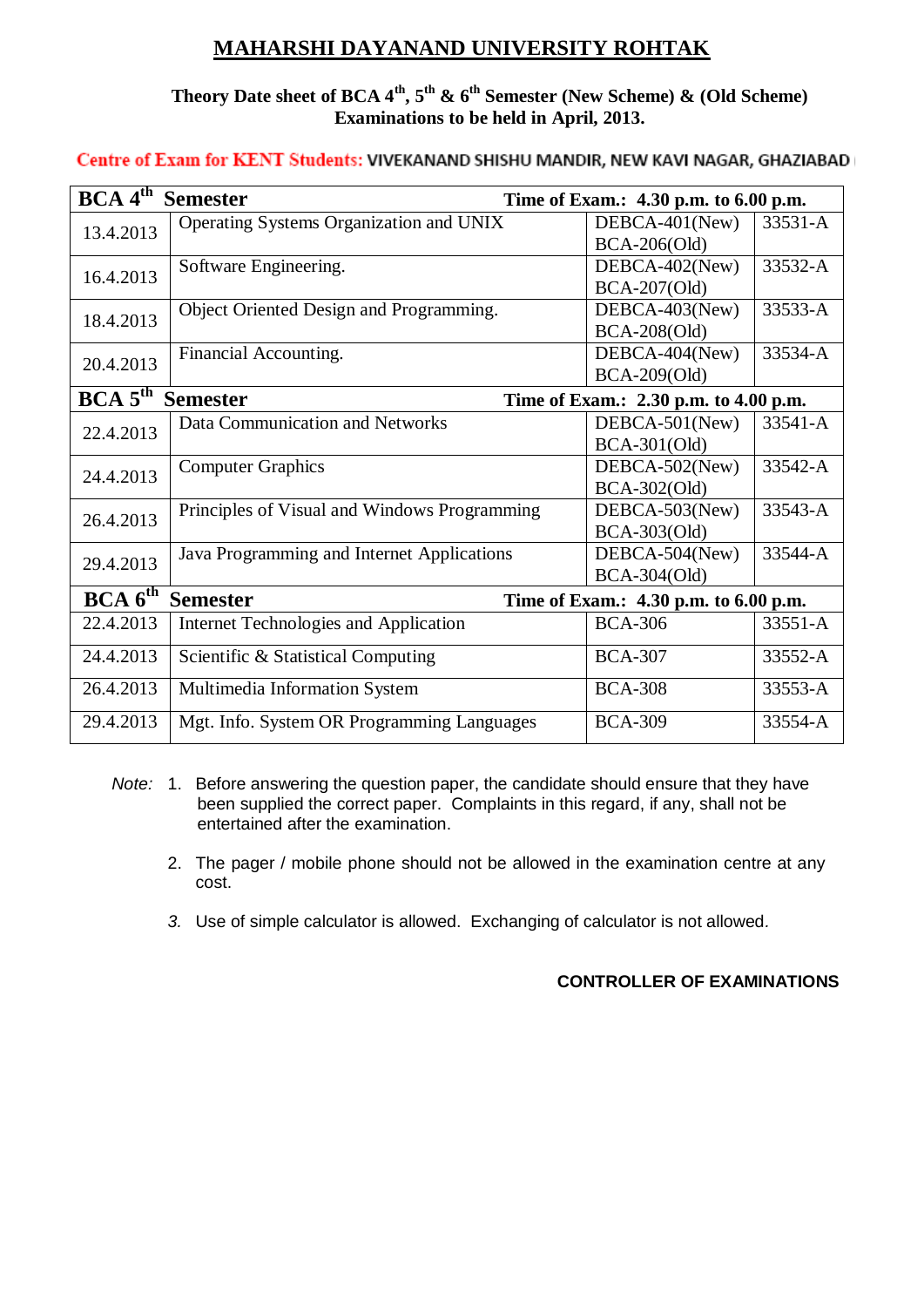# MAHARSHI DAYANAND UNIVERSITY ROHTAK

### Theory Date sheet of BCA 4th, 5th & 6th Semester (New Scheme) & (Old Scheme) Examinations to be held in April, 2013.

**Centre of Exam for KENT Students:** VIVEKANAND SHISHU MANDIR, NEW KAVI NAGAR, GHAZIABAD

| | | | |
|---|---|---|---|
| **BCA 4th Semester** | | **Time of Exam.: 4.30 p.m. to 6.00 p.m.** | |
| 13.4.2013 | Operating Systems Organization and UNIX | DEBCA-401(New) BCA-206(Old) | 33531-A |
| 16.4.2013 | Software Engineering. | DEBCA-402(New) BCA-207(Old) | 33532-A |
| 18.4.2013 | Object Oriented Design and Programming. | DEBCA-403(New) BCA-208(Old) | 33533-A |
| 20.4.2013 | Financial Accounting. | DEBCA-404(New) BCA-209(Old) | 33534-A |
| **BCA 5th Semester** | | **Time of Exam.: 2.30 p.m. to 4.00 p.m.** | |
| 22.4.2013 | Data Communication and Networks | DEBCA-501(New) BCA-301(Old) | 33541-A |
| 24.4.2013 | Computer Graphics | DEBCA-502(New) BCA-302(Old) | 33542-A |
| 26.4.2013 | Principles of Visual and Windows Programming | DEBCA-503(New) BCA-303(Old) | 33543-A |
| 29.4.2013 | Java Programming and Internet Applications | DEBCA-504(New) BCA-304(Old) | 33544-A |
| **BCA 6th Semester** | | **Time of Exam.: 4.30 p.m. to 6.00 p.m.** | |
| 22.4.2013 | Internet Technologies and Application | BCA-306 | 33551-A |
| 24.4.2013 | Scientific & Statistical Computing | BCA-307 | 33552-A |
| 26.4.2013 | Multimedia Information System | BCA-308 | 33553-A |
| 29.4.2013 | Mgt. Info. System OR Programming Languages | BCA-309 | 33554-A |

*Note:*
1. Before answering the question paper, the candidate should ensure that they have been supplied the correct paper. Complaints in this regard, if any, shall not be entertained after the examination.
2. The pager / mobile phone should not be allowed in the examination centre at any cost.
3. Use of simple calculator is allowed. Exchanging of calculator is not allowed.

**CONTROLLER OF EXAMINATIONS**